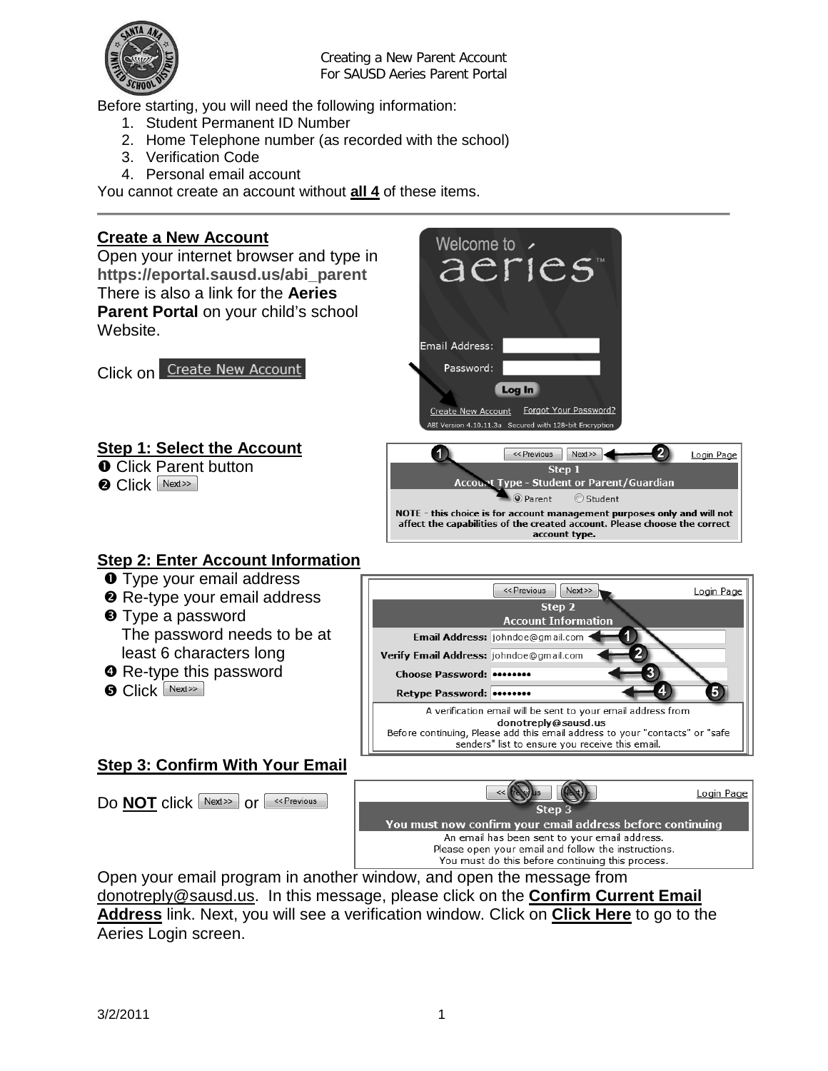Creating a New Parent Account
For SAUSD Aeries Parent Portal

Before starting, you will need the following information:

1. Student Permanent ID Number
2. Home Telephone number (as recorded with the school)
3. Verification Code
4. Personal email account

You cannot create an account without **all 4** of these items.

---

## Create a New Account

Open your internet browser and type in **https://eportal.sausd.us/abi_parent**
There is also a link for the **Aeries Parent Portal** on your child's school Website.

Click on Create New Account

## Step 1: Select the Account

❶ Click Parent button
❷ Click Next>>

## Step 2: Enter Account Information

❶ Type your email address
❷ Re-type your email address
❸ Type a password
The password needs to be at least 6 characters long
❹ Re-type this password
❺ Click Next>>

## Step 3: Confirm With Your Email

Do **NOT** click Next>> or <<Previous

Open your email program in another window, and open the message from donotreply@sausd.us. In this message, please click on the **Confirm Current Email Address** link. Next, you will see a verification window. Click on **Click Here** to go to the Aeries Login screen.

3/2/2011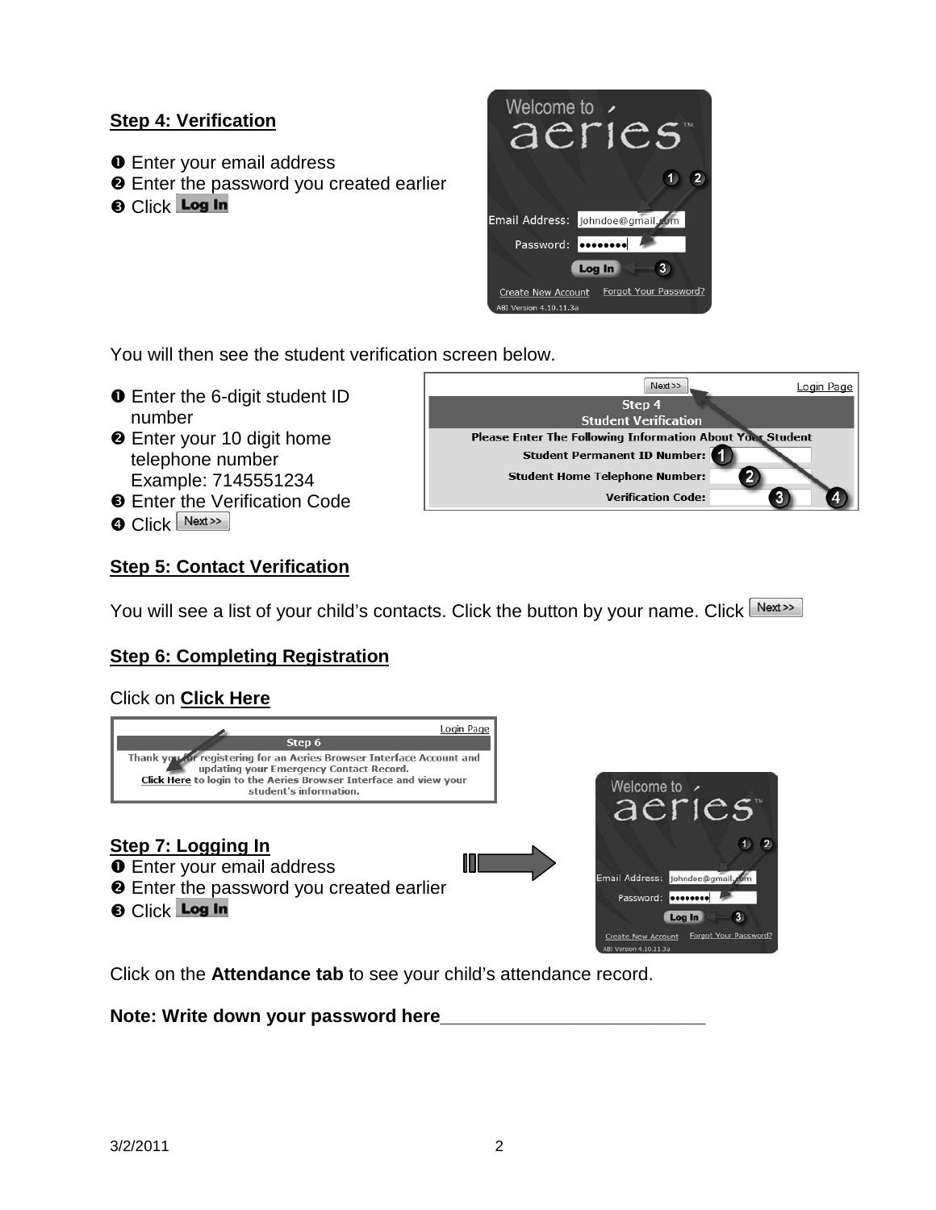## Step 4: Verification

❶ Enter your email address
❷ Enter the password you created earlier
❸ Click Log In

You will then see the student verification screen below.

❶ Enter the 6-digit student ID number
❷ Enter your 10 digit home telephone number Example: 7145551234
❸ Enter the Verification Code
❹ Click Next >>

## Step 5: Contact Verification

You will see a list of your child's contacts. Click the button by your name. Click Next >>

## Step 6: Completing Registration

Click on **Click Here**

## Step 7: Logging In

❶ Enter your email address
❷ Enter the password you created earlier
❸ Click Log In

Click on the **Attendance tab** to see your child's attendance record.

**Note: Write down your password here__________________________**

3/2/2011